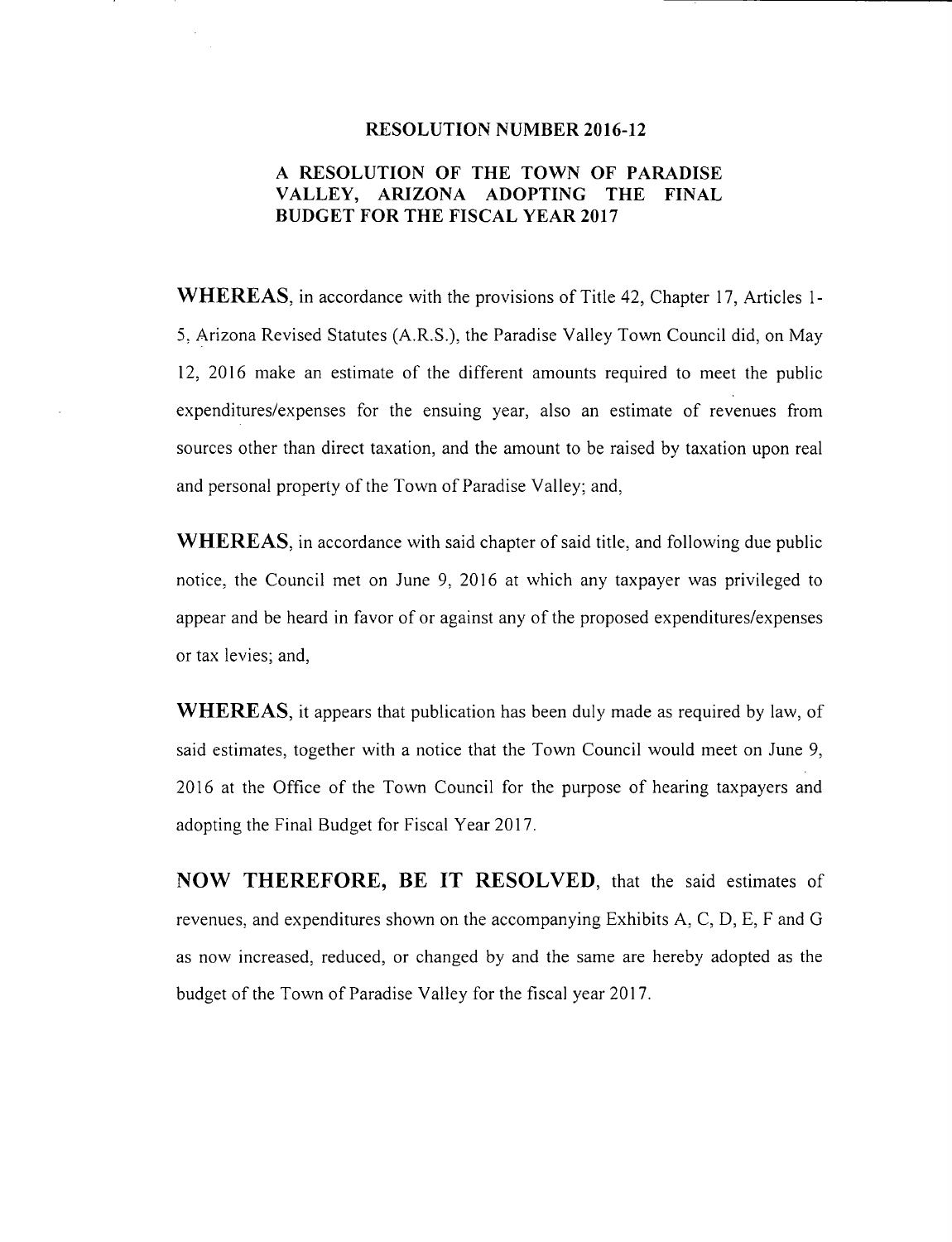# RESOLUTION NUMBER 2016-12

## A RESOLUTION OF THE TOWN OF PARADISE VALLEY, ARIZONA ADOPTING THE FINAL BUDGET FOR THE FISCAL YEAR 2017

**WHEREAS**, in accordance with the provisions of Title 42, Chapter 17, Articles 1-5, Arizona Revised Statutes (A.R.S.), the Paradise Valley Town Council did, on May 12, 2016 make an estimate of the different amounts required to meet the public expenditures/expenses for the ensuing year, also an estimate of revenues from sources other than direct taxation, and the amount to be raised by taxation upon real and personal property of the Town of Paradise Valley; and,

**WHEREAS**, in accordance with said chapter of said title, and following due public notice, the Council met on June 9, 2016 at which any taxpayer was privileged to appear and be heard in favor of or against any of the proposed expenditures/expenses or tax levies; and,

**WHEREAS**, it appears that publication has been duly made as required by law, of said estimates, together with a notice that the Town Council would meet on June 9, 2016 at the Office of the Town Council for the purpose of hearing taxpayers and adopting the Final Budget for Fiscal Year 2017.

**NOW THEREFORE, BE IT RESOLVED**, that the said estimates of revenues, and expenditures shown on the accompanying Exhibits A, C, D, E, F and G as now increased, reduced, or changed by and the same are hereby adopted as the budget of the Town of Paradise Valley for the fiscal year 2017.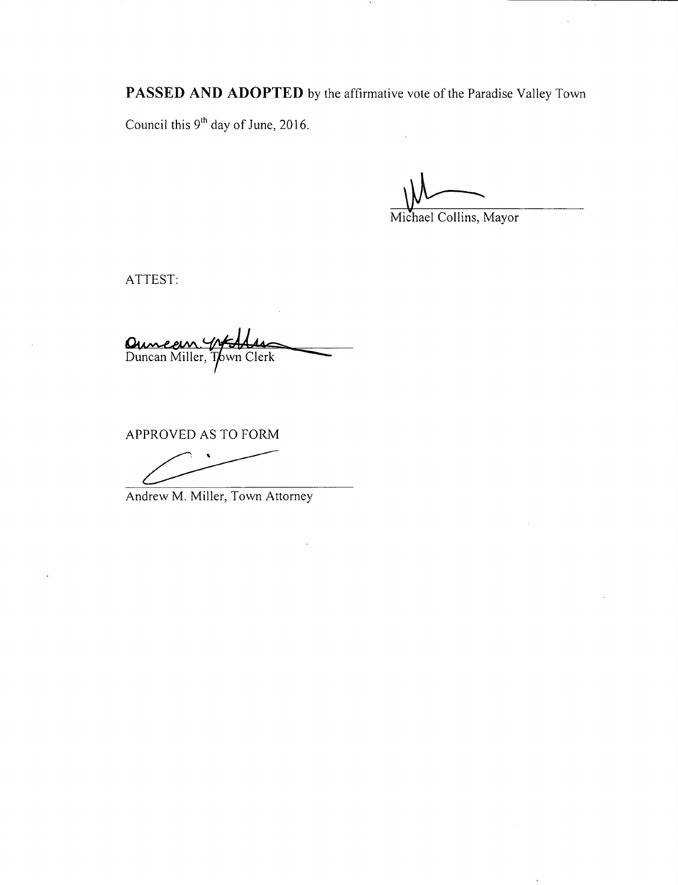**PASSED AND ADOPTED** by the affirmative vote of the Paradise Valley Town Council this 9th day of June, 2016.

Michael Collins, Mayor

ATTEST:

Duncan Miller, Town Clerk

APPROVED AS TO FORM

Andrew M. Miller, Town Attorney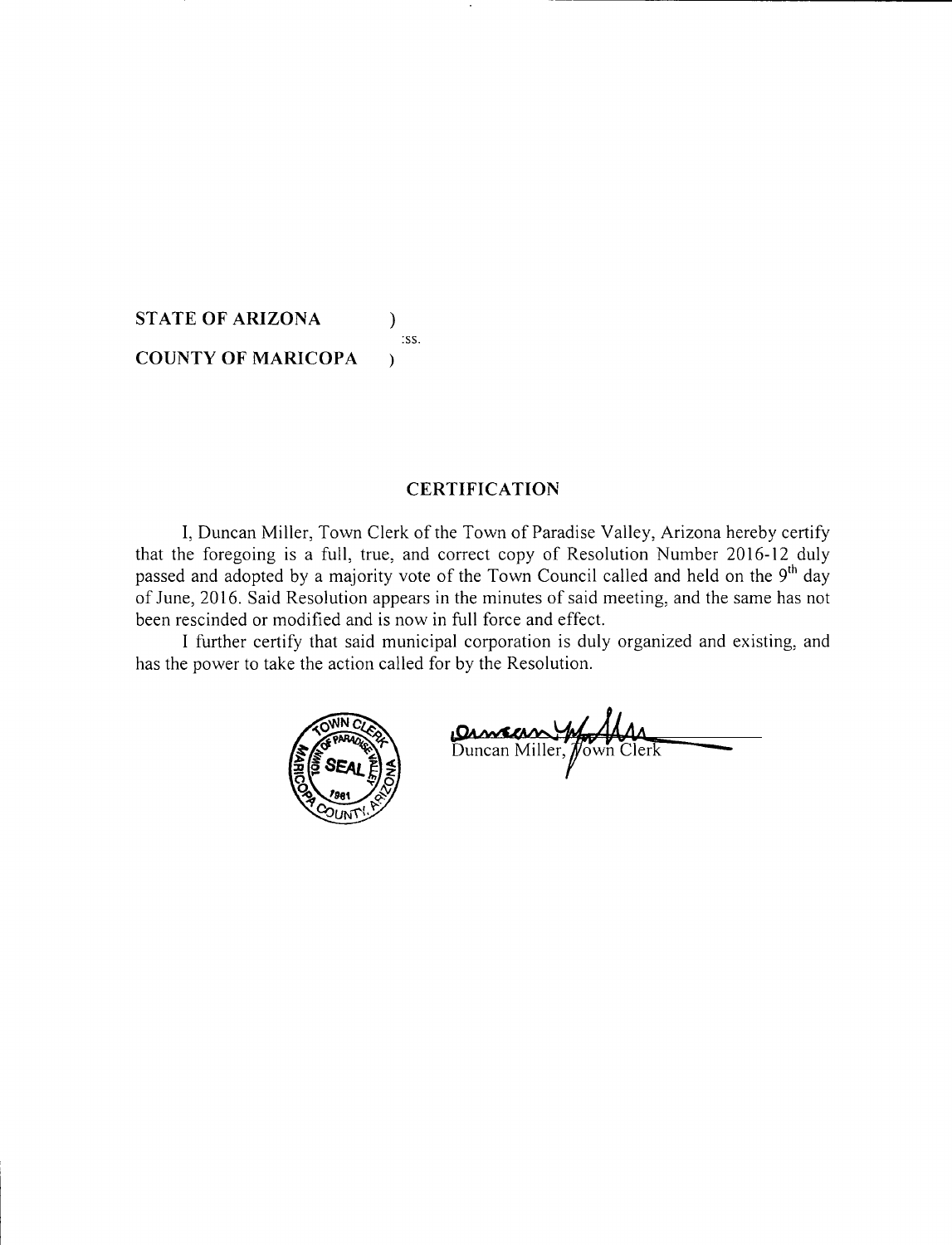**STATE OF ARIZONA** )
:ss.
**COUNTY OF MARICOPA** )

## CERTIFICATION

I, Duncan Miller, Town Clerk of the Town of Paradise Valley, Arizona hereby certify that the foregoing is a full, true, and correct copy of Resolution Number 2016-12 duly passed and adopted by a majority vote of the Town Council called and held on the 9th day of June, 2016. Said Resolution appears in the minutes of said meeting, and the same has not been rescinded or modified and is now in full force and effect.

I further certify that said municipal corporation is duly organized and existing, and has the power to take the action called for by the Resolution.

TOWN CLERK SEAL TOWN OF PARADISE VALLEY 1961 MARICOPA COUNTY, ARIZONA

Duncan Miller, Town Clerk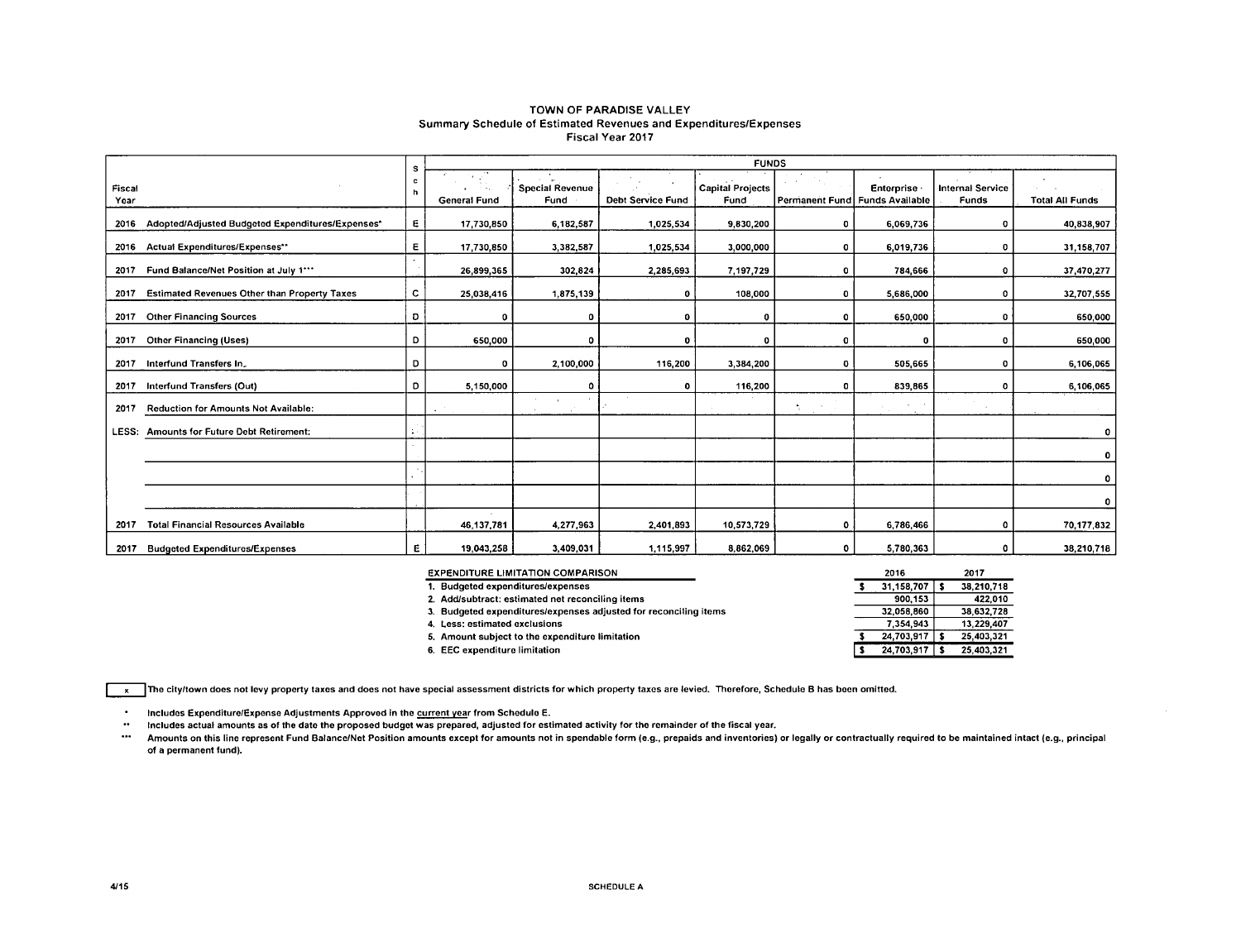# TOWN OF PARADISE VALLEY
## Summary Schedule of Estimated Revenues and Expenditures/Expenses
### Fiscal Year 2017

| Fiscal Year | | Sch | FUNDS | | | | | | | |
|---|---|---|---|---|---|---|---|---|---|---|
| | | | General Fund | Special Revenue Fund | Debt Service Fund | Capital Projects Fund | Permanent Fund | Enterprise Funds Available | Internal Service Funds | Total All Funds |
| 2016 | Adopted/Adjusted Budgeted Expenditures/Expenses* | E | 17,730,850 | 6,182,587 | 1,025,534 | 9,830,200 | 0 | 6,069,736 | 0 | 40,838,907 |
| 2016 | Actual Expenditures/Expenses** | E | 17,730,850 | 3,382,587 | 1,025,534 | 3,000,000 | 0 | 6,019,736 | 0 | 31,158,707 |
| 2017 | Fund Balance/Net Position at July 1*** | | 26,899,365 | 302,824 | 2,285,693 | 7,197,729 | 0 | 784,666 | 0 | 37,470,277 |
| 2017 | Estimated Revenues Other than Property Taxes | C | 25,038,416 | 1,875,139 | 0 | 108,000 | 0 | 5,686,000 | 0 | 32,707,555 |
| 2017 | Other Financing Sources | D | 0 | 0 | 0 | 0 | 0 | 650,000 | 0 | 650,000 |
| 2017 | Other Financing (Uses) | D | 650,000 | 0 | 0 | 0 | 0 | 0 | 0 | 650,000 |
| 2017 | Interfund Transfers In | D | 0 | 2,100,000 | 116,200 | 3,384,200 | 0 | 505,665 | 0 | 6,106,065 |
| 2017 | Interfund Transfers (Out) | D | 5,150,000 | 0 | 0 | 116,200 | 0 | 839,865 | 0 | 6,106,065 |
| 2017 | Reduction for Amounts Not Available: | | | | | | | | | |
| LESS: | Amounts for Future Debt Retirement: | | | | | | | | | 0 |
| | | | | | | | | | | 0 |
| | | | | | | | | | | 0 |
| | | | | | | | | | | 0 |
| 2017 | Total Financial Resources Available | | 46,137,781 | 4,277,963 | 2,401,893 | 10,573,729 | 0 | 6,786,466 | 0 | 70,177,832 |
| 2017 | Budgeted Expenditures/Expenses | E | 19,043,258 | 3,409,031 | 1,115,997 | 8,862,069 | 0 | 5,780,363 | 0 | 38,210,718 |

| EXPENDITURE LIMITATION COMPARISON | 2016 | 2017 |
|---|---|---|
| 1. Budgeted expenditures/expenses | $ 31,158,707 | $ 38,210,718 |
| 2. Add/subtract: estimated net reconciling items | 900,153 | 422,010 |
| 3. Budgeted expenditures/expenses adjusted for reconciling items | 32,058,860 | 38,632,728 |
| 4. Less: estimated exclusions | 7,354,943 | 13,229,407 |
| 5. Amount subject to the expenditure limitation | $ 24,703,917 | $ 25,403,321 |
| 6. EEC expenditure limitation | $ 24,703,917 | $ 25,403,321 |

[ x ] The city/town does not levy property taxes and does not have special assessment districts for which property taxes are levied. Therefore, Schedule B has been omitted.

- \* Includes Expenditure/Expense Adjustments Approved in the current year from Schedule E.
- \** Includes actual amounts as of the date the proposed budget was prepared, adjusted for estimated activity for the remainder of the fiscal year.
- \*** Amounts on this line represent Fund Balance/Net Position amounts except for amounts not in spendable form (e.g., prepaids and inventories) or legally or contractually required to be maintained intact (e.g., principal of a permanent fund).

4/15 SCHEDULE A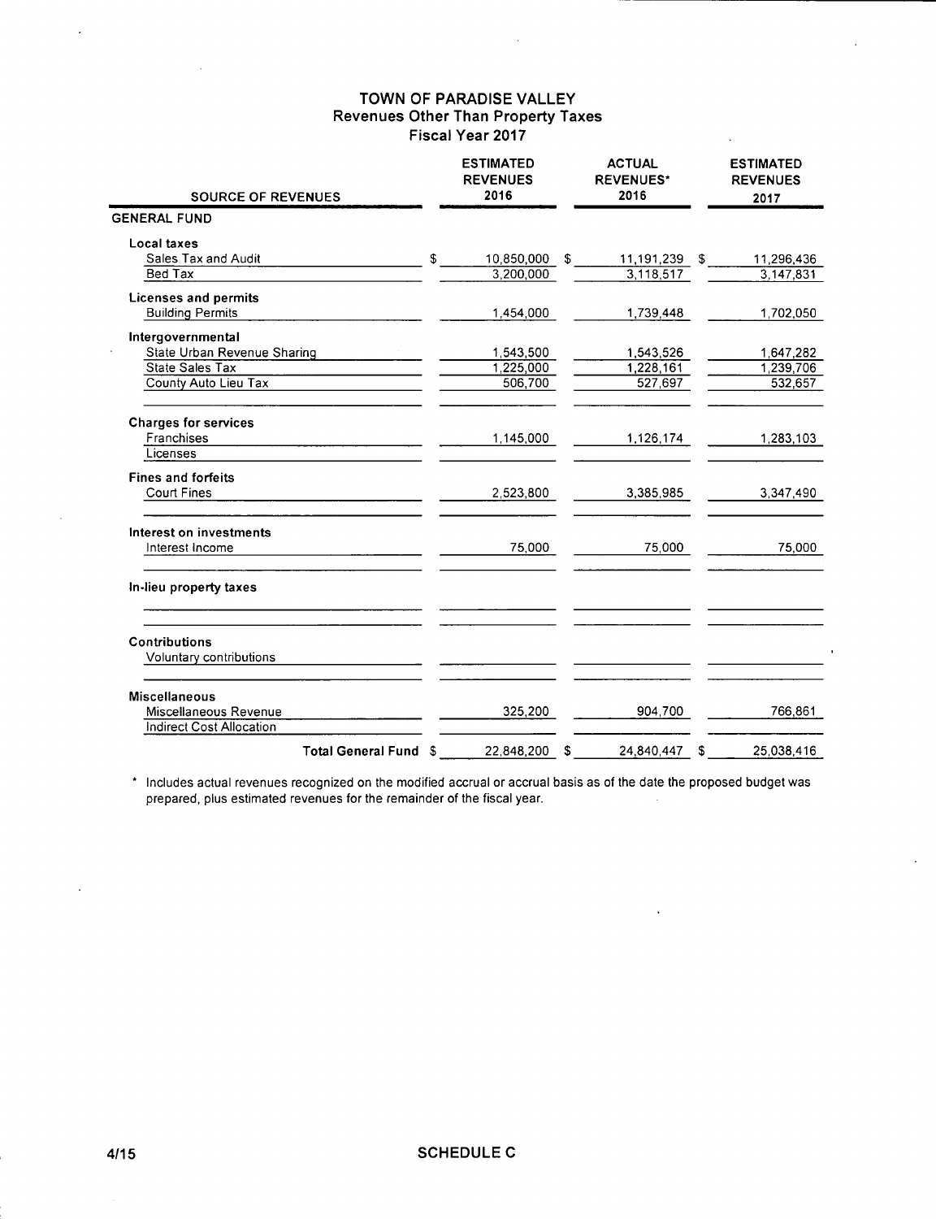# TOWN OF PARADISE VALLEY
## Revenues Other Than Property Taxes
### Fiscal Year 2017

| SOURCE OF REVENUES | ESTIMATED REVENUES 2016 | ACTUAL REVENUES* 2016 | ESTIMATED REVENUES 2017 |
|---|---|---|---|
| **GENERAL FUND** | | | |
| **Local taxes** | | | |
| Sales Tax and Audit | $ 10,850,000 | $ 11,191,239 | $ 11,296,436 |
| Bed Tax | 3,200,000 | 3,118,517 | 3,147,831 |
| **Licenses and permits** | | | |
| Building Permits | 1,454,000 | 1,739,448 | 1,702,050 |
| **Intergovernmental** | | | |
| State Urban Revenue Sharing | 1,543,500 | 1,543,526 | 1,647,282 |
| State Sales Tax | 1,225,000 | 1,228,161 | 1,239,706 |
| County Auto Lieu Tax | 506,700 | 527,697 | 532,657 |
| **Charges for services** | | | |
| Franchises | 1,145,000 | 1,126,174 | 1,283,103 |
| Licenses | | | |
| **Fines and forfeits** | | | |
| Court Fines | 2,523,800 | 3,385,985 | 3,347,490 |
| **Interest on investments** | | | |
| Interest Income | 75,000 | 75,000 | 75,000 |
| **In-lieu property taxes** | | | |
| **Contributions** | | | |
| Voluntary contributions | | | |
| **Miscellaneous** | | | |
| Miscellaneous Revenue | 325,200 | 904,700 | 766,861 |
| Indirect Cost Allocation | | | |
| **Total General Fund** | $ 22,848,200 | $ 24,840,447 | $ 25,038,416 |

\* Includes actual revenues recognized on the modified accrual or accrual basis as of the date the proposed budget was prepared, plus estimated revenues for the remainder of the fiscal year.

4/15

SCHEDULE C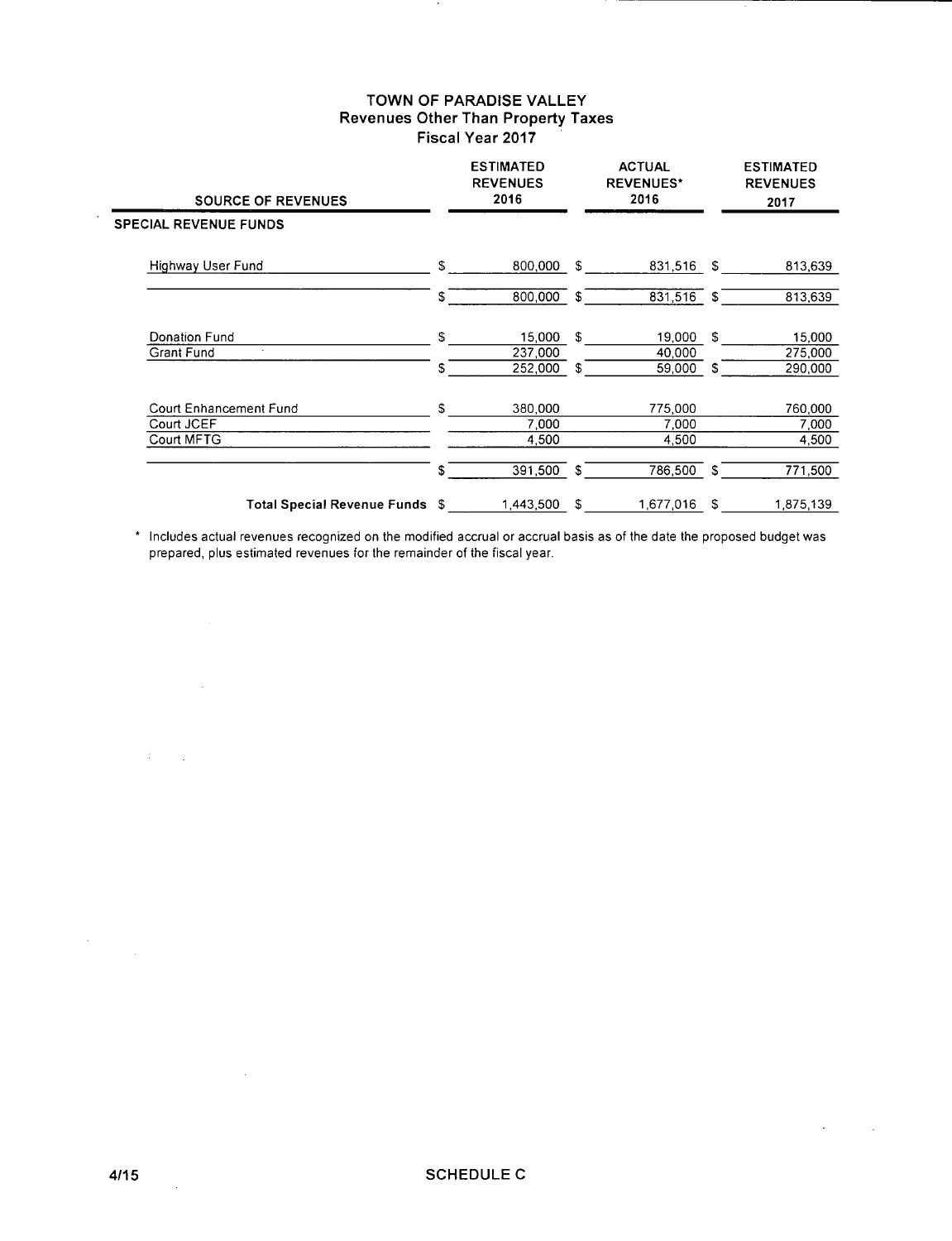# TOWN OF PARADISE VALLEY
## Revenues Other Than Property Taxes
### Fiscal Year 2017

| SOURCE OF REVENUES | ESTIMATED REVENUES 2016 | ACTUAL REVENUES* 2016 | ESTIMATED REVENUES 2017 |
|---|---|---|---|
| **SPECIAL REVENUE FUNDS** | | | |
| Highway User Fund | $ 800,000 | $ 831,516 | $ 813,639 |
| | $ 800,000 | $ 831,516 | $ 813,639 |
| Donation Fund | $ 15,000 | $ 19,000 | $ 15,000 |
| Grant Fund | 237,000 | 40,000 | 275,000 |
| | $ 252,000 | $ 59,000 | $ 290,000 |
| Court Enhancement Fund | $ 380,000 | 775,000 | 760,000 |
| Court JCEF | 7,000 | 7,000 | 7,000 |
| Court MFTG | 4,500 | 4,500 | 4,500 |
| | $ 391,500 | $ 786,500 | $ 771,500 |
| **Total Special Revenue Funds** | $ 1,443,500 | $ 1,677,016 | $ 1,875,139 |

\* Includes actual revenues recognized on the modified accrual or accrual basis as of the date the proposed budget was prepared, plus estimated revenues for the remainder of the fiscal year.

4/15 SCHEDULE C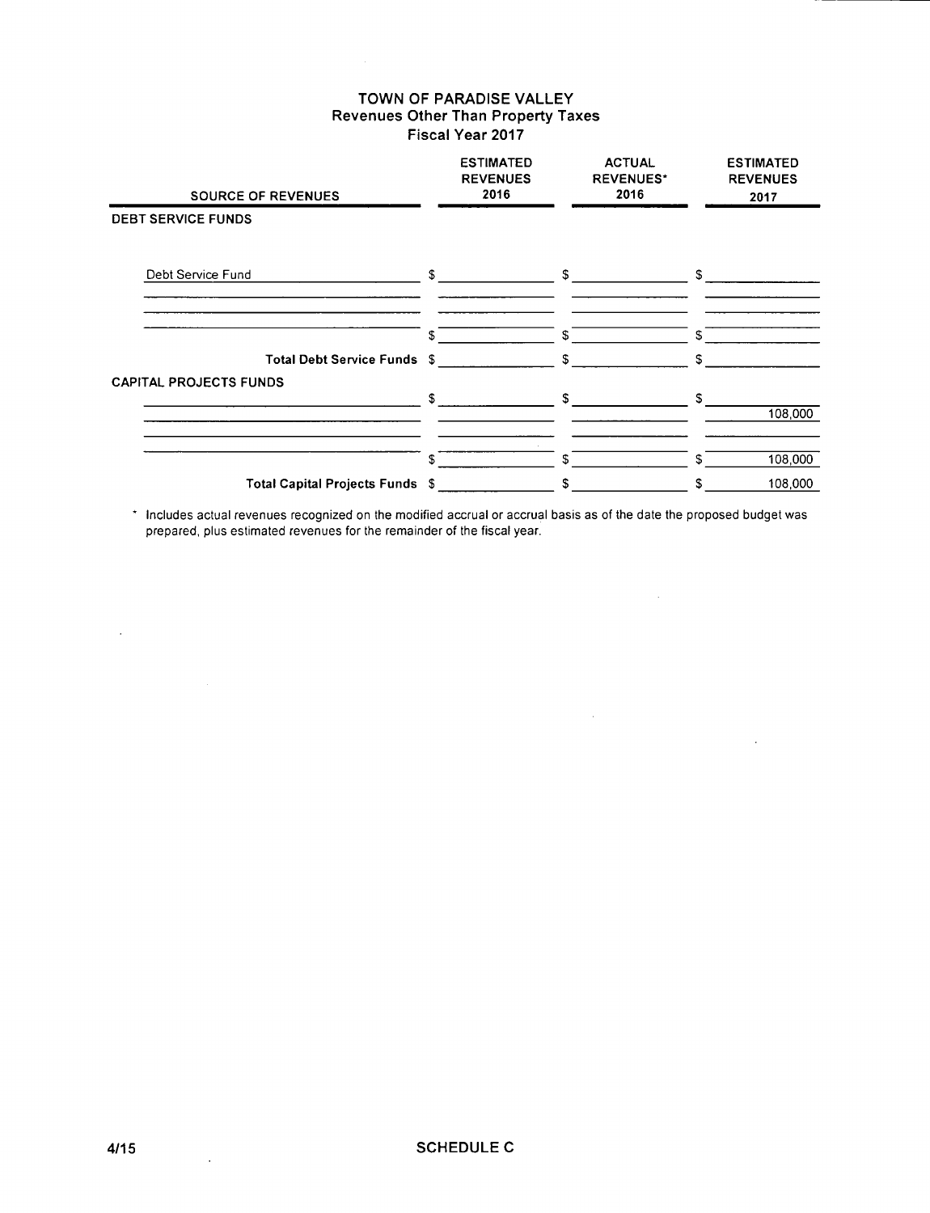# TOWN OF PARADISE VALLEY
## Revenues Other Than Property Taxes
### Fiscal Year 2017

| SOURCE OF REVENUES | ESTIMATED REVENUES 2016 | ACTUAL REVENUES* 2016 | ESTIMATED REVENUES 2017 |
|---|---|---|---|
| **DEBT SERVICE FUNDS** | | | |
| Debt Service Fund | $ | $ | $ |
| | | | |
| | | | |
| | $ | $ | $ |
| **Total Debt Service Funds** | $ | $ | $ |
| **CAPITAL PROJECTS FUNDS** | | | |
| | $ | $ | $ 108,000 |
| | | | |
| | $ | $ | $ 108,000 |
| **Total Capital Projects Funds** | $ | $ | $ 108,000 |

\* Includes actual revenues recognized on the modified accrual or accrual basis as of the date the proposed budget was prepared, plus estimated revenues for the remainder of the fiscal year.

4/15

SCHEDULE C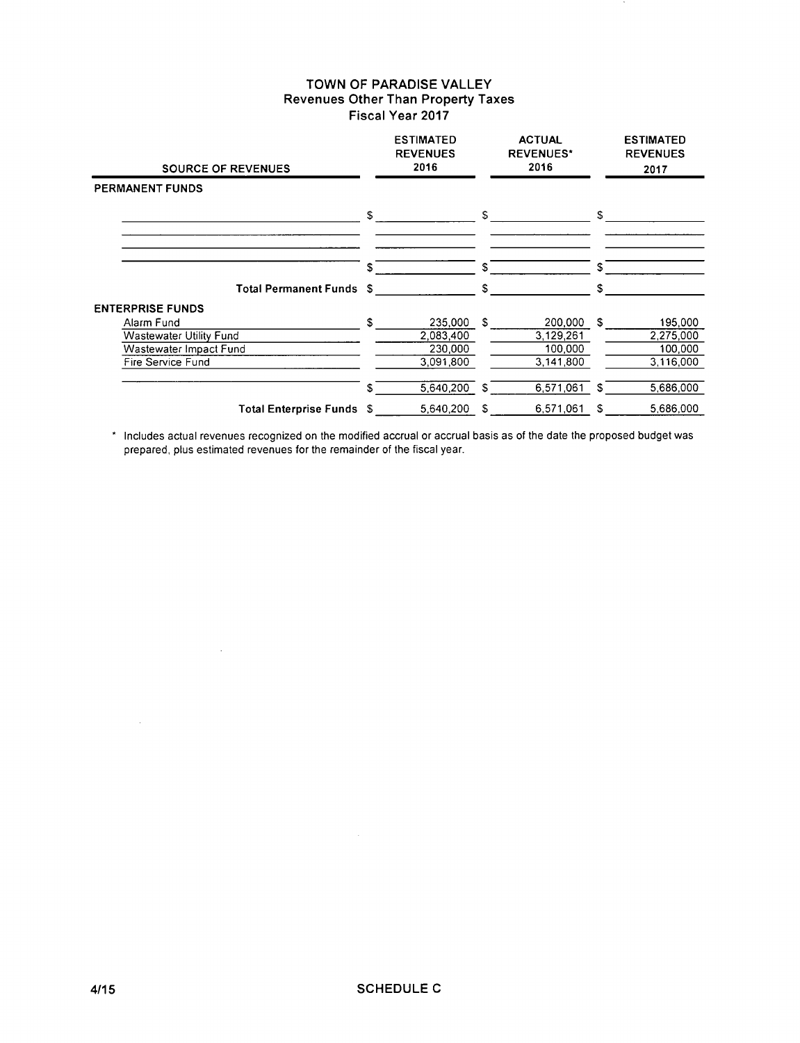# TOWN OF PARADISE VALLEY
## Revenues Other Than Property Taxes
### Fiscal Year 2017

| SOURCE OF REVENUES | ESTIMATED REVENUES 2016 | ACTUAL REVENUES* 2016 | ESTIMATED REVENUES 2017 |
|---|---|---|---|
| **PERMANENT FUNDS** | | | |
| | $ | $ | $ |
| | | | |
| | | | |
| | $ | $ | $ |
| **Total Permanent Funds** | $ | $ | $ |
| **ENTERPRISE FUNDS** | | | |
| Alarm Fund | $ 235,000 | $ 200,000 | $ 195,000 |
| Wastewater Utility Fund | 2,083,400 | 3,129,261 | 2,275,000 |
| Wastewater Impact Fund | 230,000 | 100,000 | 100,000 |
| Fire Service Fund | 3,091,800 | 3,141,800 | 3,116,000 |
| | $ 5,640,200 | $ 6,571,061 | $ 5,686,000 |
| **Total Enterprise Funds** | $ 5,640,200 | $ 6,571,061 | $ 5,686,000 |

\* Includes actual revenues recognized on the modified accrual or accrual basis as of the date the proposed budget was prepared, plus estimated revenues for the remainder of the fiscal year.

4/15 SCHEDULE C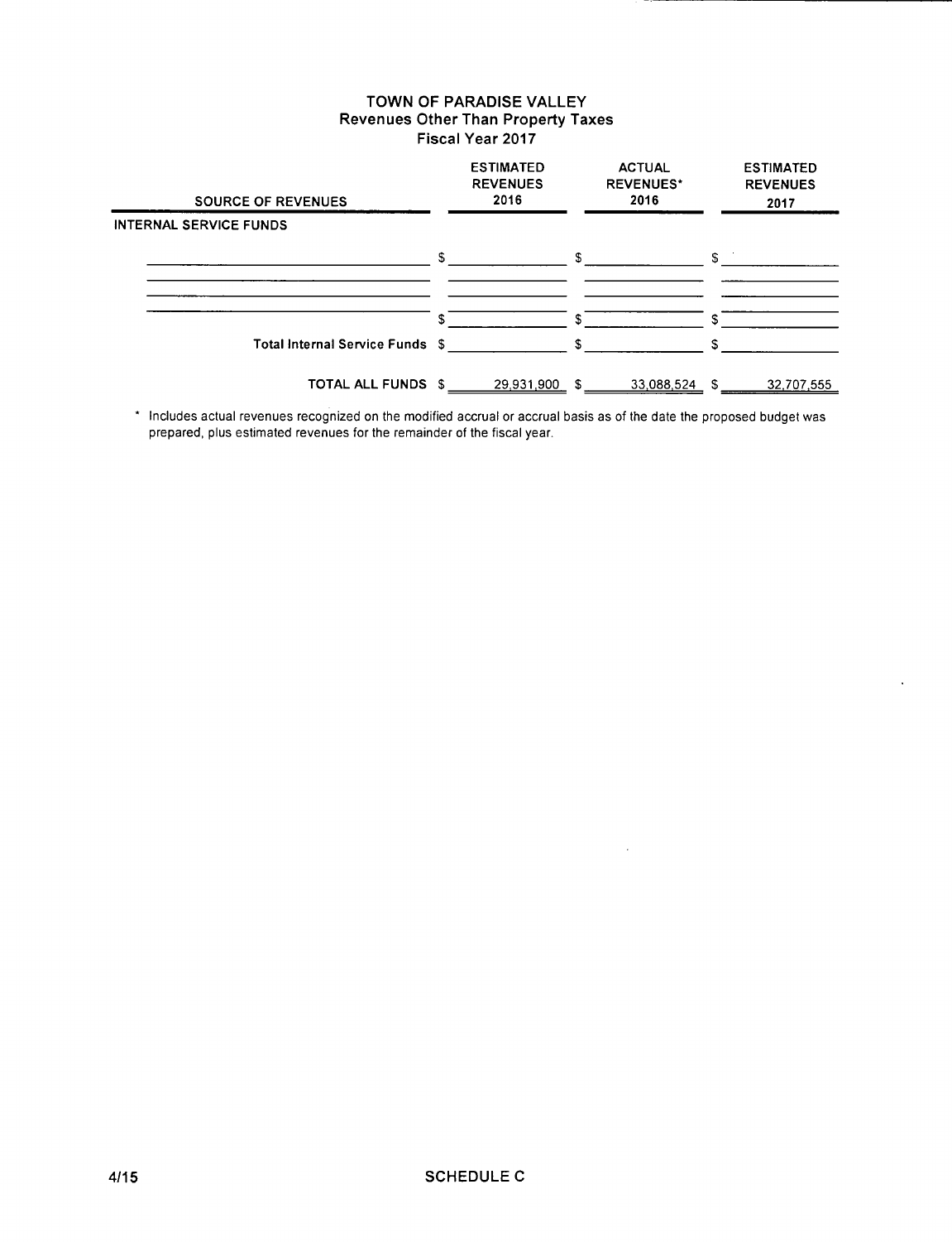# TOWN OF PARADISE VALLEY
## Revenues Other Than Property Taxes
### Fiscal Year 2017

| SOURCE OF REVENUES | ESTIMATED REVENUES 2016 | ACTUAL REVENUES* 2016 | ESTIMATED REVENUES 2017 |
|---|---|---|---|
| **INTERNAL SERVICE FUNDS** | | | |
| | $ | $ | $ |
| | | | |
| | | | |
| | $ | $ | $ |
| **Total Internal Service Funds** | $ | $ | $ |
| **TOTAL ALL FUNDS** | $ 29,931,900 | $ 33,088,524 | $ 32,707,555 |

\* Includes actual revenues recognized on the modified accrual or accrual basis as of the date the proposed budget was prepared, plus estimated revenues for the remainder of the fiscal year.

4/15 SCHEDULE C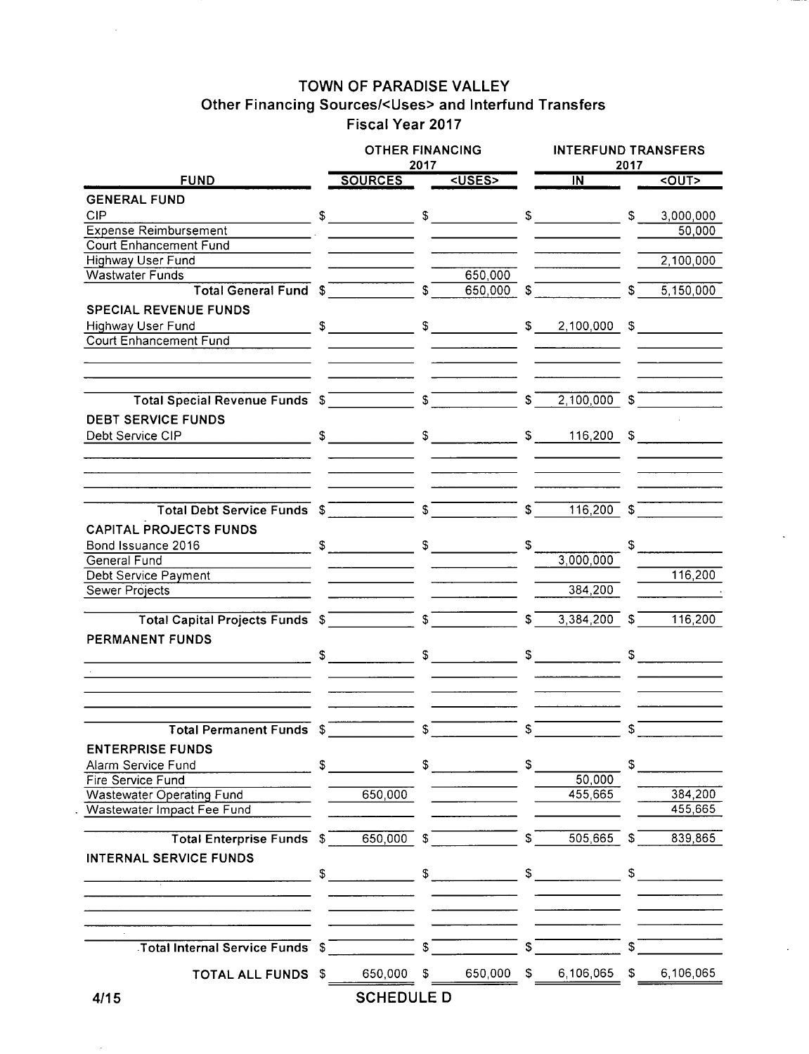# TOWN OF PARADISE VALLEY
## Other Financing Sources/<Uses> and Interfund Transfers
## Fiscal Year 2017

| FUND | OTHER FINANCING 2017 SOURCES | OTHER FINANCING 2017 <USES> | INTERFUND TRANSFERS 2017 IN | INTERFUND TRANSFERS 2017 <OUT> |
|---|---|---|---|---|
| **GENERAL FUND** | | | | |
| CIP | $ | $ | $ | $ 3,000,000 |
| Expense Reimbursement | | | | 50,000 |
| Court Enhancement Fund | | | | |
| Highway User Fund | | | | 2,100,000 |
| Wastwater Funds | | 650,000 | | |
| **Total General Fund** | $ | $ 650,000 | $ | $ 5,150,000 |
| **SPECIAL REVENUE FUNDS** | | | | |
| Highway User Fund | $ | $ | $ 2,100,000 | $ |
| Court Enhancement Fund | | | | |
| **Total Special Revenue Funds** | $ | $ | $ 2,100,000 | $ |
| **DEBT SERVICE FUNDS** | | | | |
| Debt Service CIP | $ | $ | $ 116,200 | $ |
| **Total Debt Service Funds** | $ | $ | $ 116,200 | $ |
| **CAPITAL PROJECTS FUNDS** | | | | |
| Bond Issuance 2016 | $ | $ | $ | $ |
| General Fund | | | 3,000,000 | |
| Debt Service Payment | | | | 116,200 |
| Sewer Projects | | | 384,200 | |
| **Total Capital Projects Funds** | $ | $ | $ 3,384,200 | $ 116,200 |
| **PERMANENT FUNDS** | | | | |
| | $ | $ | $ | $ |
| **Total Permanent Funds** | $ | $ | $ | $ |
| **ENTERPRISE FUNDS** | | | | |
| Alarm Service Fund | $ | $ | $ | $ |
| Fire Service Fund | | | 50,000 | |
| Wastewater Operating Fund | 650,000 | | 455,665 | 384,200 |
| Wastewater Impact Fee Fund | | | | 455,665 |
| **Total Enterprise Funds** | $ 650,000 | $ | $ 505,665 | $ 839,865 |
| **INTERNAL SERVICE FUNDS** | | | | |
| | $ | $ | $ | $ |
| **Total Internal Service Funds** | $ | $ | $ | $ |
| **TOTAL ALL FUNDS** | $ 650,000 | $ 650,000 | $ 6,106,065 | $ 6,106,065 |

4/15

SCHEDULE D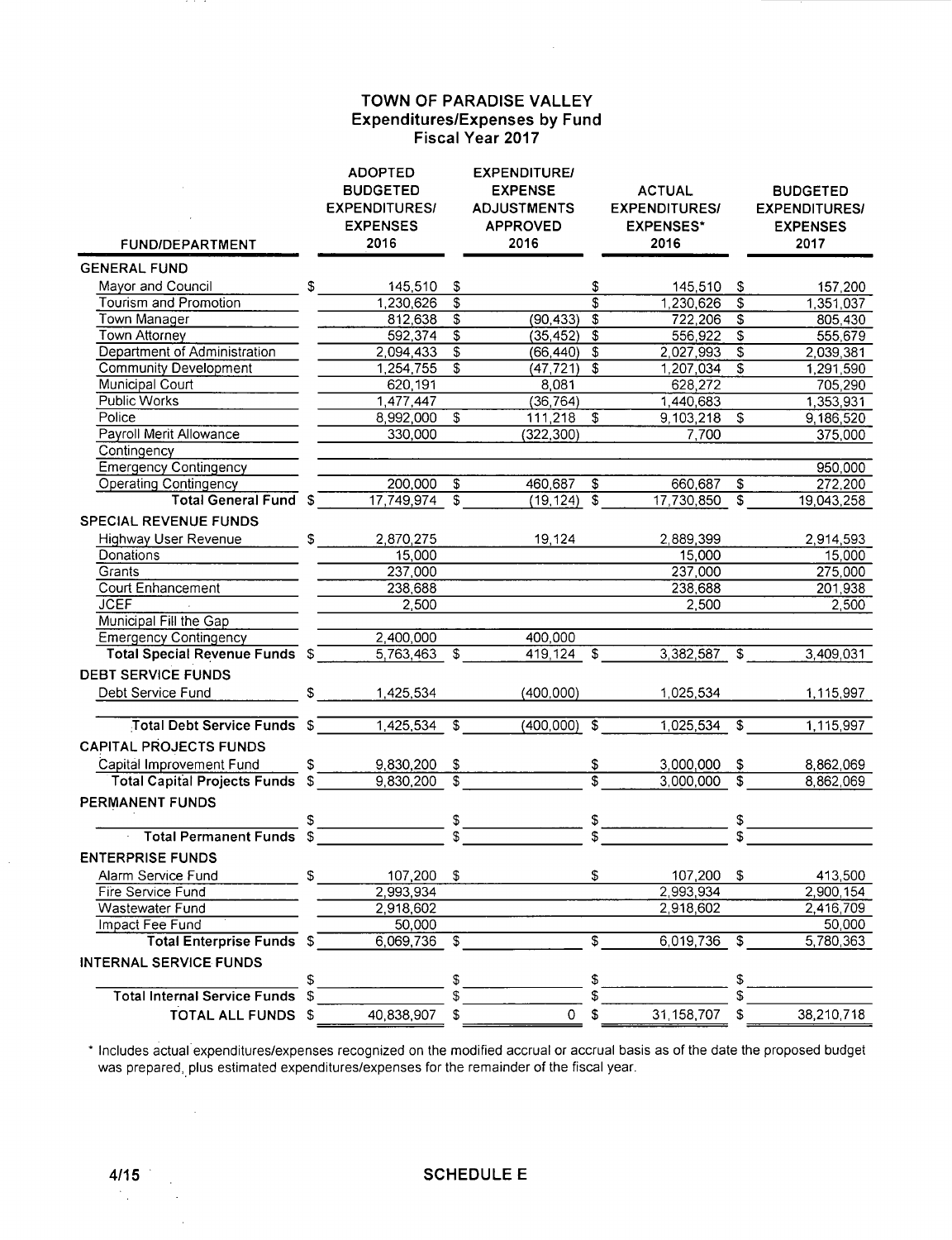# TOWN OF PARADISE VALLEY
## Expenditures/Expenses by Fund
### Fiscal Year 2017

| FUND/DEPARTMENT | ADOPTED BUDGETED EXPENDITURES/ EXPENSES 2016 | EXPENDITURE/ EXPENSE ADJUSTMENTS APPROVED 2016 | ACTUAL EXPENDITURES/ EXPENSES* 2016 | BUDGETED EXPENDITURES/ EXPENSES 2017 |
|---|---|---|---|---|
| **GENERAL FUND** | | | | |
| Mayor and Council | $ 145,510 | $ | $ 145,510 | $ 157,200 |
| Tourism and Promotion | 1,230,626 | $ | $ 1,230,626 | $ 1,351,037 |
| Town Manager | 812,638 | $ (90,433) | $ 722,206 | $ 805,430 |
| Town Attorney | 592,374 | $ (35,452) | $ 556,922 | $ 555,679 |
| Department of Administration | 2,094,433 | $ (66,440) | $ 2,027,993 | $ 2,039,381 |
| Community Development | 1,254,755 | $ (47,721) | $ 1,207,034 | $ 1,291,590 |
| Municipal Court | 620,191 | 8,081 | 628,272 | 705,290 |
| Public Works | 1,477,447 | (36,764) | 1,440,683 | 1,353,931 |
| Police | 8,992,000 | $ 111,218 | $ 9,103,218 | $ 9,186,520 |
| Payroll Merit Allowance | 330,000 | (322,300) | 7,700 | 375,000 |
| Contingency | | | | |
| Emergency Contingency | | | | 950,000 |
| Operating Contingency | 200,000 | $ 460,687 | $ 660,687 | $ 272,200 |
| **Total General Fund** | $ 17,749,974 | $ (19,124) | $ 17,730,850 | $ 19,043,258 |
| **SPECIAL REVENUE FUNDS** | | | | |
| Highway User Revenue | $ 2,870,275 | 19,124 | 2,889,399 | 2,914,593 |
| Donations | 15,000 | | 15,000 | 15,000 |
| Grants | 237,000 | | 237,000 | 275,000 |
| Court Enhancement | 238,688 | | 238,688 | 201,938 |
| JCEF | 2,500 | | 2,500 | 2,500 |
| Municipal Fill the Gap | | | | |
| Emergency Contingency | 2,400,000 | 400,000 | | |
| **Total Special Revenue Funds** | $ 5,763,463 | $ 419,124 | $ 3,382,587 | $ 3,409,031 |
| **DEBT SERVICE FUNDS** | | | | |
| Debt Service Fund | $ 1,425,534 | (400,000) | 1,025,534 | 1,115,997 |
| **Total Debt Service Funds** | $ 1,425,534 | $ (400,000) | $ 1,025,534 | $ 1,115,997 |
| **CAPITAL PROJECTS FUNDS** | | | | |
| Capital Improvement Fund | $ 9,830,200 | $ | $ 3,000,000 | $ 8,862,069 |
| **Total Capital Projects Funds** | $ 9,830,200 | $ | $ 3,000,000 | $ 8,862,069 |
| **PERMANENT FUNDS** | | | | |
| | $ | $ | $ | $ |
| **Total Permanent Funds** | $ | $ | $ | $ |
| **ENTERPRISE FUNDS** | | | | |
| Alarm Service Fund | $ 107,200 | $ | $ 107,200 | $ 413,500 |
| Fire Service Fund | 2,993,934 | | 2,993,934 | 2,900,154 |
| Wastewater Fund | 2,918,602 | | 2,918,602 | 2,416,709 |
| Impact Fee Fund | 50,000 | | | 50,000 |
| **Total Enterprise Funds** | $ 6,069,736 | $ | $ 6,019,736 | $ 5,780,363 |
| **INTERNAL SERVICE FUNDS** | | | | |
| | $ | $ | $ | $ |
| **Total Internal Service Funds** | $ | $ | $ | $ |
| **TOTAL ALL FUNDS** | $ 40,838,907 | $ 0 | $ 31,158,707 | $ 38,210,718 |

\* Includes actual expenditures/expenses recognized on the modified accrual or accrual basis as of the date the proposed budget was prepared, plus estimated expenditures/expenses for the remainder of the fiscal year.

4/15

SCHEDULE E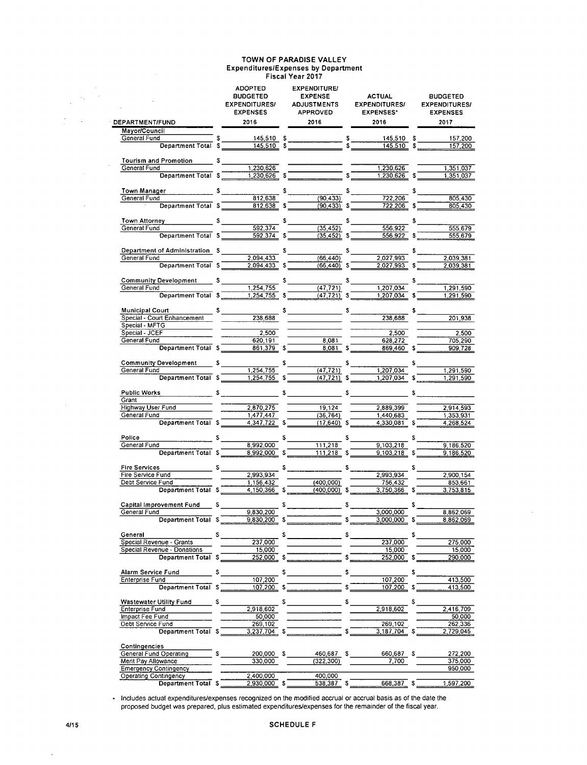# TOWN OF PARADISE VALLEY
## Expenditures/Expenses by Department
### Fiscal Year 2017

| DEPARTMENT/FUND | ADOPTED BUDGETED EXPENDITURES/ EXPENSES 2016 | EXPENDITURE/ EXPENSE ADJUSTMENTS APPROVED 2016 | ACTUAL EXPENDITURES/ EXPENSES* 2016 | BUDGETED EXPENDITURES/ EXPENSES 2017 |
|---|---|---|---|---|
| **Mayor/Council** | | | | |
| General Fund | $ 145,510 | $ | $ 145,510 | $ 157,200 |
| Department Total | $ 145,510 | $ | $ 145,510 | $ 157,200 |
| **Tourism and Promotion** | $ | | | |
| General Fund | 1,230,626 | | 1,230,626 | 1,351,037 |
| Department Total | $ 1,230,626 | $ | $ 1,230,626 | $ 1,351,037 |
| **Town Manager** | $ | $ | $ | $ |
| General Fund | 812,638 | (90,433) | 722,206 | 805,430 |
| Department Total | $ 812,638 | $ (90,433) | $ 722,206 | $ 805,430 |
| **Town Attorney** | $ | $ | $ | $ |
| General Fund | 592,374 | (35,452) | 556,922 | 555,679 |
| Department Total | $ 592,374 | $ (35,452) | $ 556,922 | $ 555,679 |
| **Department of Administration** | $ | $ | $ | $ |
| General Fund | 2,094,433 | (66,440) | 2,027,993 | 2,039,381 |
| Department Total | $ 2,094,433 | $ (66,440) | $ 2,027,993 | $ 2,039,381 |
| **Community Development** | $ | $ | $ | $ |
| General Fund | 1,254,755 | (47,721) | 1,207,034 | 1,291,590 |
| Department Total | $ 1,254,755 | $ (47,721) | $ 1,207,034 | $ 1,291,590 |
| **Municipal Court** | $ | $ | $ | $ |
| Special - Court Enhancement | 238,688 | | 238,688 | 201,938 |
| Special - MFTG | | | | |
| Special - JCEF | 2,500 | | 2,500 | 2,500 |
| General Fund | 620,191 | 8,081 | 628,272 | 705,290 |
| Department Total | $ 861,379 | $ 8,081 | $ 869,460 | $ 909,728 |
| **Community Development** | $ | $ | $ | $ |
| General Fund | 1,254,755 | (47,721) | 1,207,034 | 1,291,590 |
| Department Total | $ 1,254,755 | $ (47,721) | $ 1,207,034 | $ 1,291,590 |
| **Public Works** | $ | $ | $ | $ |
| Grant | | | | |
| Highway User Fund | 2,870,275 | 19,124 | 2,889,399 | 2,914,593 |
| General Fund | 1,477,447 | (36,764) | 1,440,683 | 1,353,931 |
| Department Total | $ 4,347,722 | $ (17,640) | $ 4,330,081 | $ 4,268,524 |
| **Police** | $ | $ | $ | $ |
| General Fund | 8,992,000 | 111,218 | 9,103,218 | 9,186,520 |
| Department Total | $ 8,992,000 | $ 111,218 | $ 9,103,218 | $ 9,186,520 |
| **Fire Services** | $ | $ | $ | $ |
| Fire Service Fund | 2,993,934 | | 2,993,934 | 2,900,154 |
| Debt Service Fund | 1,156,432 | (400,000) | 756,432 | 853,661 |
| Department Total | $ 4,150,366 | $ (400,000) | $ 3,750,366 | $ 3,753,815 |
| **Capital Improvement Fund** | $ | $ | $ | $ |
| General Fund | 9,830,200 | | 3,000,000 | 8,862,069 |
| Department Total | $ 9,830,200 | $ | $ 3,000,000 | $ 8,862,069 |
| **General** | $ | $ | $ | $ |
| Special Revenue - Grants | 237,000 | | 237,000 | 275,000 |
| Special Revenue - Donations | 15,000 | | 15,000 | 15,000 |
| Department Total | $ 252,000 | $ | $ 252,000 | $ 290,000 |
| **Alarm Service Fund** | $ | $ | $ | $ |
| Enterprise Fund | 107,200 | | 107,200 | 413,500 |
| Department Total | $ 107,200 | $ | $ 107,200 | $ 413,500 |
| **Wastewater Utility Fund** | $ | $ | $ | $ |
| Enterprise Fund | 2,918,602 | | 2,918,602 | 2,416,709 |
| Impact Fee Fund | 50,000 | | | 50,000 |
| Debt Service Fund | 269,102 | | 269,102 | 262,336 |
| Department Total | $ 3,237,704 | $ | $ 3,187,704 | $ 2,729,045 |
| **Contingencies** | | | | |
| General Fund Operating | $ 200,000 | $ 460,687 | $ 660,687 | $ 272,200 |
| Merit Pay Allowance | 330,000 | (322,300) | 7,700 | 375,000 |
| Emergency Contingency | | | | 950,000 |
| Operating Contingency | 2,400,000 | 400,000 | | |
| Department Total | $ 2,930,000 | $ 538,387 | $ 668,387 | $ 1,597,200 |

* Includes actual expenditures/expenses recognized on the modified accrual or accrual basis as of the date the proposed budget was prepared, plus estimated expenditures/expenses for the remainder of the fiscal year.

4/15

SCHEDULE F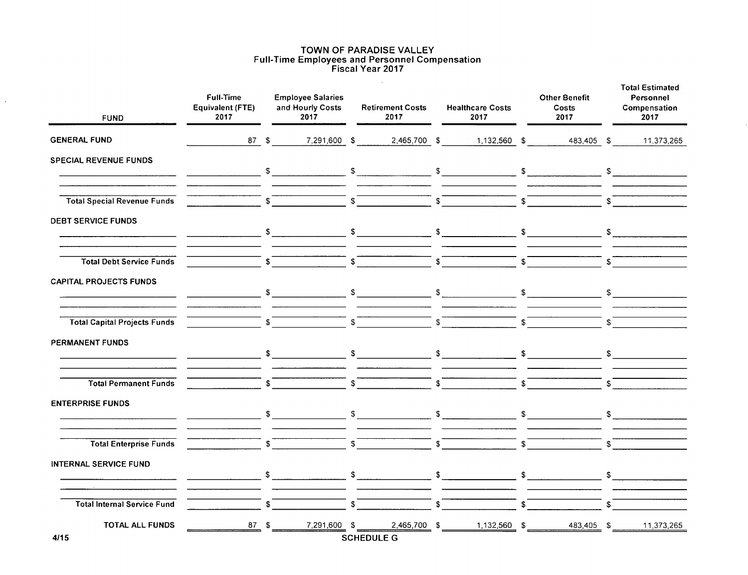# TOWN OF PARADISE VALLEY
## Full-Time Employees and Personnel Compensation
## Fiscal Year 2017

| FUND | Full-Time Equivalent (FTE) 2017 | Employee Salaries and Hourly Costs 2017 | Retirement Costs 2017 | Healthcare Costs 2017 | Other Benefit Costs 2017 | Total Estimated Personnel Compensation 2017 |
|---|---|---|---|---|---|---|
| **GENERAL FUND** | 87 | $ 7,291,600 | $ 2,465,700 | $ 1,132,560 | $ 483,405 | $ 11,373,265 |
| **SPECIAL REVENUE FUNDS** | | | | | | |
| | | $ | $ | $ | $ | $ |
| | | | | | | |
| **Total Special Revenue Funds** | | $ | $ | $ | $ | $ |
| **DEBT SERVICE FUNDS** | | | | | | |
| | | $ | $ | $ | $ | $ |
| | | | | | | |
| **Total Debt Service Funds** | | $ | $ | $ | $ | $ |
| **CAPITAL PROJECTS FUNDS** | | | | | | |
| | | $ | $ | $ | $ | $ |
| | | | | | | |
| **Total Capital Projects Funds** | | $ | $ | $ | $ | $ |
| **PERMANENT FUNDS** | | | | | | |
| | | $ | $ | $ | $ | $ |
| | | | | | | |
| **Total Permanent Funds** | | $ | $ | $ | $ | $ |
| **ENTERPRISE FUNDS** | | | | | | |
| | | $ | $ | $ | $ | $ |
| | | | | | | |
| **Total Enterprise Funds** | | $ | $ | $ | $ | $ |
| **INTERNAL SERVICE FUND** | | | | | | |
| | | $ | $ | $ | $ | $ |
| | | | | | | |
| **Total Internal Service Fund** | | $ | $ | $ | $ | $ |
| **TOTAL ALL FUNDS** | 87 | $ 7,291,600 | $ 2,465,700 | $ 1,132,560 | $ 483,405 | $ 11,373,265 |

4/15

SCHEDULE G